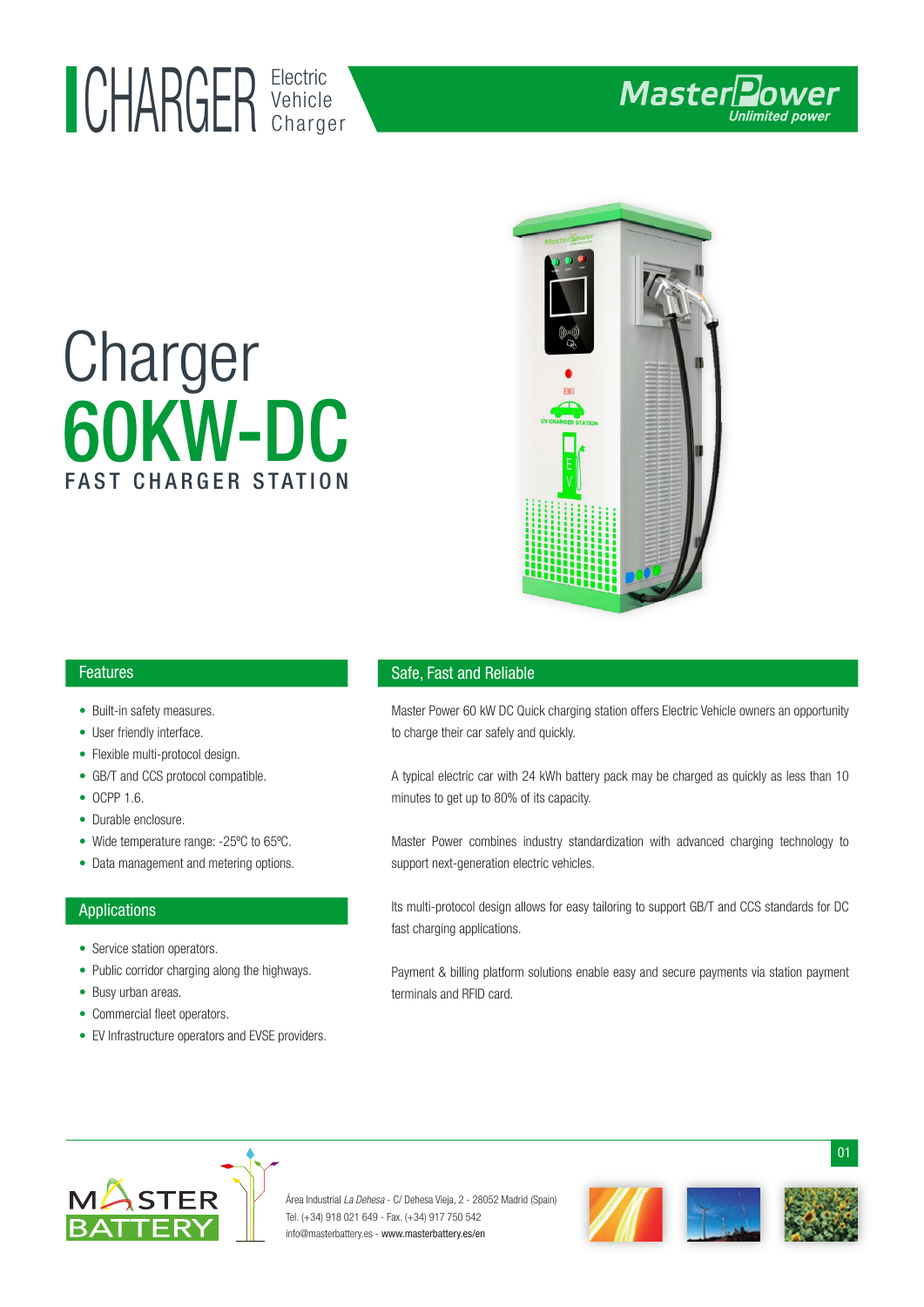# CHARGER Electric Vehicle Charger

MasterPower
Unlimited power

# Charger 60KW-DC

## FAST CHARGER STATION

## Features

- Built-in safety measures.
- User friendly interface.
- Flexible multi-protocol design.
- GB/T and CCS protocol compatible.
- OCPP 1.6.
- Durable enclosure.
- Wide temperature range: -25ºC to 65ºC.
- Data management and metering options.

## Applications

- Service station operators.
- Public corridor charging along the highways.
- Busy urban areas.
- Commercial fleet operators.
- EV Infrastructure operators and EVSE providers.

## Safe, Fast and Reliable

Master Power 60 kW DC Quick charging station offers Electric Vehicle owners an opportunity to charge their car safely and quickly.

A typical electric car with 24 kWh battery pack may be charged as quickly as less than 10 minutes to get up to 80% of its capacity.

Master Power combines industry standardization with advanced charging technology to support next-generation electric vehicles.

Its multi-protocol design allows for easy tailoring to support GB/T and CCS standards for DC fast charging applications.

Payment & billing platform solutions enable easy and secure payments via station payment terminals and RFID card.

MASTER BATTERY

Área Industrial *La Dehesa* - C/ Dehesa Vieja, 2 - 28052 Madrid (Spain)
Tel. (+34) 918 021 649 - Fax. (+34) 917 750 542
info@masterbattery.es - www.masterbattery.es/en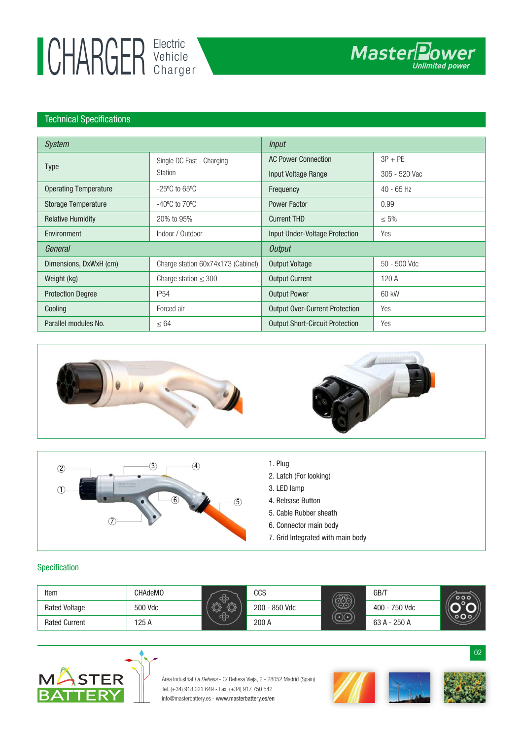# CHARGER Electric Vehicle Charger

MasterPower
Unlimited power

## Technical Specifications

| *System* | | *Input* | |
|---|---|---|---|
| Type | Single DC Fast - Charging Station | AC Power Connection | 3P + PE |
| | | Input Voltage Range | 305 - 520 Vac |
| Operating Temperature | -25ºC to 65ºC | Frequency | 40 - 65 Hz |
| Storage Temperature | -40ºC to 70ºC | Power Factor | 0.99 |
| Relative Humidity | 20% to 95% | Current THD | ≤ 5% |
| Environment | Indoor / Outdoor | Input Under-Voltage Protection | Yes |
| *General* | | *Output* | |
| Dimensions, DxWxH (cm) | Charge station 60x74x173 (Cabinet) | Output Voltage | 50 - 500 Vdc |
| Weight (kg) | Charge station ≤ 300 | Output Current | 120 A |
| Protection Degree | IP54 | Output Power | 60 kW |
| Cooling | Forced air | Output Over-Current Protection | Yes |
| Parallel modules No. | ≤ 64 | Output Short-Circuit Protection | Yes |

1. Plug
2. Latch (For looking)
3. LED lamp
4. Release Button
5. Cable Rubber sheath
6. Connector main body
7. Grid Integrated with main body

## Specification

| Item | CHAdeMO | CCS | GB/T |
|---|---|---|---|
| Rated Voltage | 500 Vdc | 200 - 850 Vdc | 400 - 750 Vdc |
| Rated Current | 125 A | 200 A | 63 A - 250 A |

MASTER BATTERY

Área Industrial *La Dehesa* - C/ Dehesa Vieja, 2 - 28052 Madrid (Spain)
Tel. (+34) 918 021 649 - Fax. (+34) 917 750 542
info@masterbattery.es - www.masterbattery.es/en